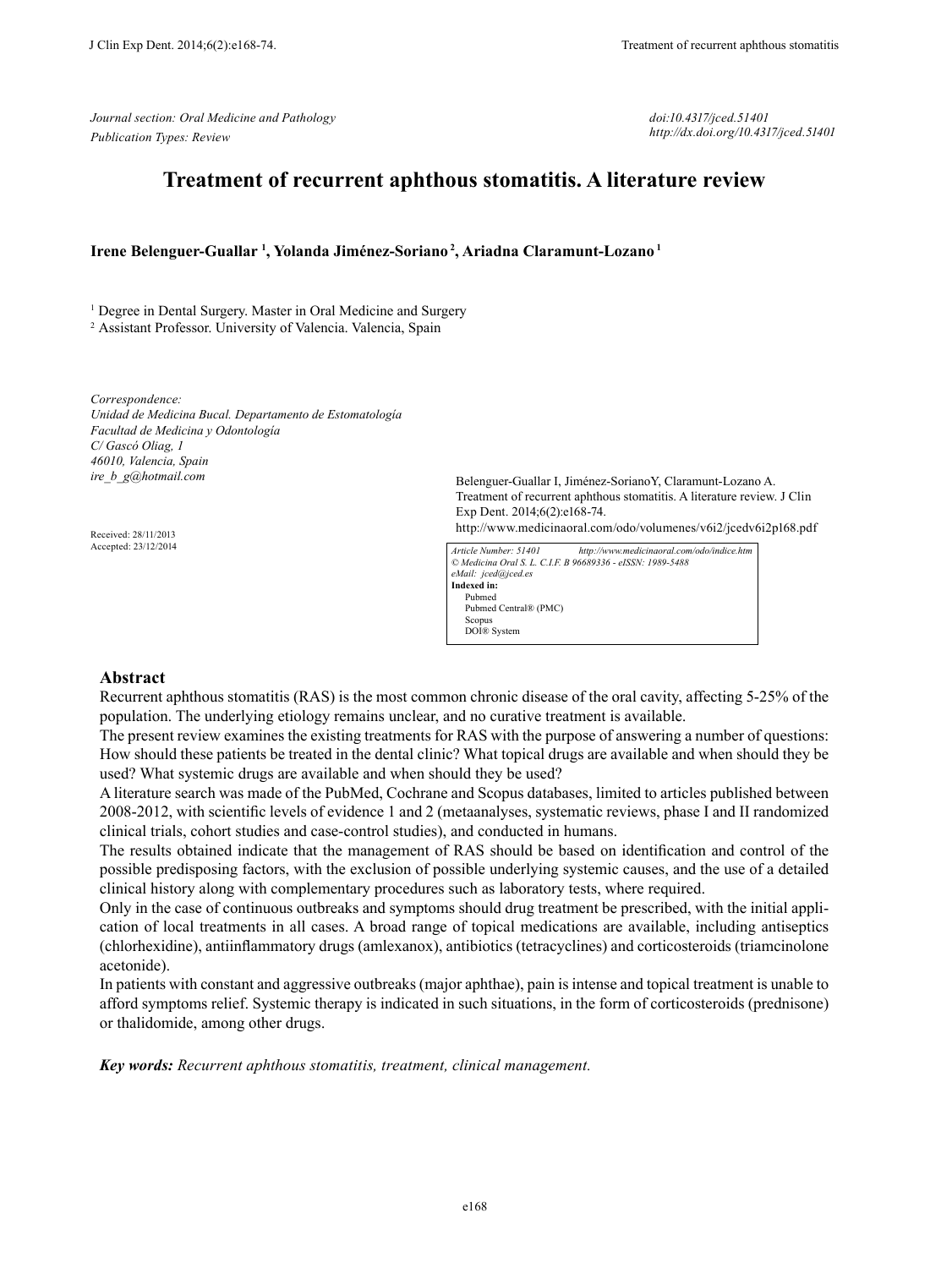*Journal section: Oral Medicine and Pathology*
*Publication Types: Review*

*doi:10.4317/jced.51401*
*http://dx.doi.org/10.4317/jced.51401*

# Treatment of recurrent aphthous stomatitis. A literature review

**Irene Belenguer-Guallar [1], Yolanda Jiménez-Soriano [2], Ariadna Claramunt-Lozano [1]**

[1] Degree in Dental Surgery. Master in Oral Medicine and Surgery
[2] Assistant Professor. University of Valencia. Valencia, Spain

*Correspondence:*
*Unidad de Medicina Bucal. Departamento de Estomatología*
*Facultad de Medicina y Odontología*
*C/ Gascó Oliag, 1*
*46010, Valencia, Spain*
*ire_b_g@hotmail.com*

Received: 28/11/2013
Accepted: 23/12/2014

Belenguer-Guallar I, Jiménez-SorianoY, Claramunt-Lozano A. Treatment of recurrent aphthous stomatitis. A literature review. J Clin Exp Dent. 2014;6(2):e168-74.
http://www.medicinaoral.com/odo/volumenes/v6i2/jcedv6i2p168.pdf

*Article Number: 51401* *http://www.medicinaoral.com/odo/indice.htm*
*© Medicina Oral S. L. C.I.F. B 96689336 - eISSN: 1989-5488*
*eMail: jced@jced.es*
**Indexed in:**
Pubmed
Pubmed Central® (PMC)
Scopus
DOI® System

## Abstract

Recurrent aphthous stomatitis (RAS) is the most common chronic disease of the oral cavity, affecting 5-25% of the population. The underlying etiology remains unclear, and no curative treatment is available.

The present review examines the existing treatments for RAS with the purpose of answering a number of questions: How should these patients be treated in the dental clinic? What topical drugs are available and when should they be used? What systemic drugs are available and when should they be used?

A literature search was made of the PubMed, Cochrane and Scopus databases, limited to articles published between 2008-2012, with scientific levels of evidence 1 and 2 (metaanalyses, systematic reviews, phase I and II randomized clinical trials, cohort studies and case-control studies), and conducted in humans.

The results obtained indicate that the management of RAS should be based on identification and control of the possible predisposing factors, with the exclusion of possible underlying systemic causes, and the use of a detailed clinical history along with complementary procedures such as laboratory tests, where required.

Only in the case of continuous outbreaks and symptoms should drug treatment be prescribed, with the initial application of local treatments in all cases. A broad range of topical medications are available, including antiseptics (chlorhexidine), antiinflammatory drugs (amlexanox), antibiotics (tetracyclines) and corticosteroids (triamcinolone acetonide).

In patients with constant and aggressive outbreaks (major aphthae), pain is intense and topical treatment is unable to afford symptoms relief. Systemic therapy is indicated in such situations, in the form of corticosteroids (prednisone) or thalidomide, among other drugs.

***Key words:*** *Recurrent aphthous stomatitis, treatment, clinical management.*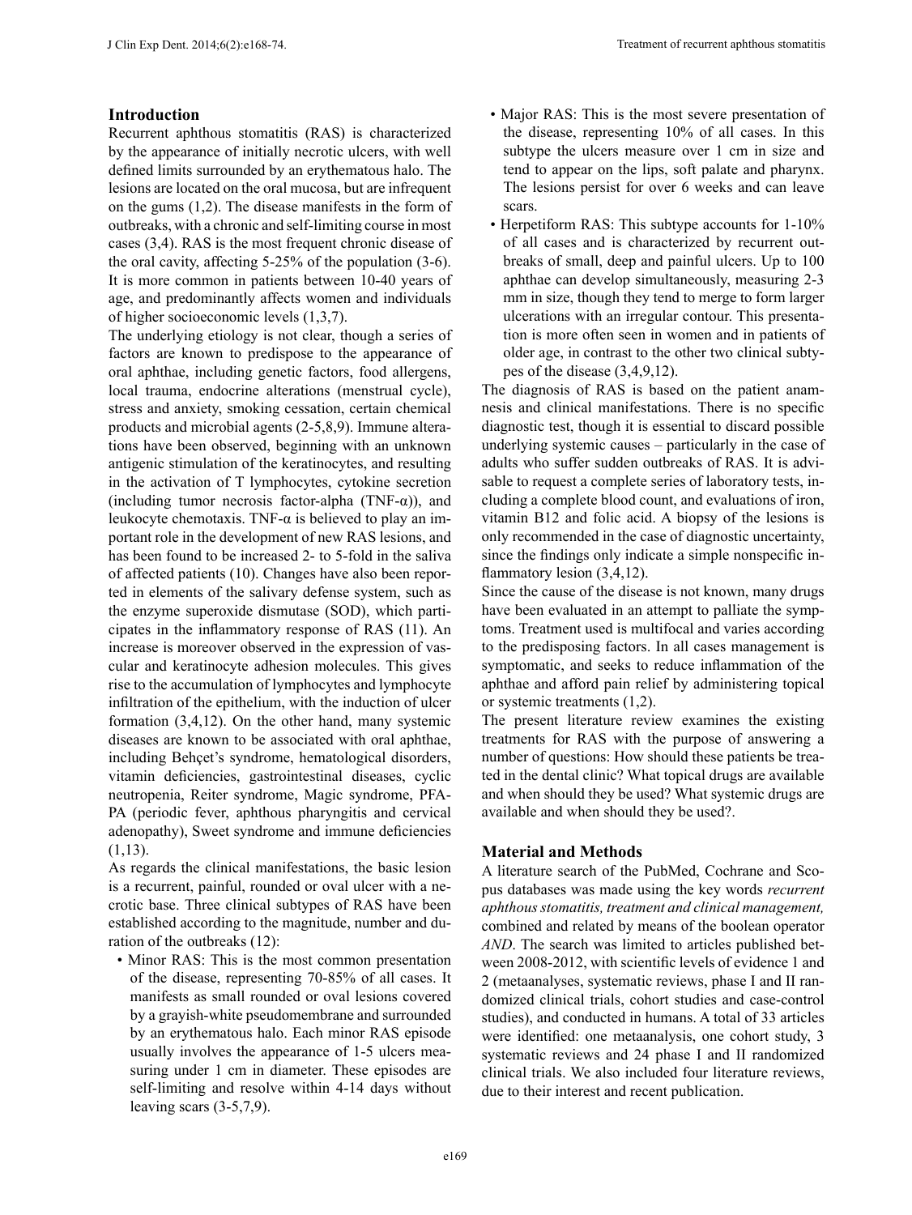## Introduction

Recurrent aphthous stomatitis (RAS) is characterized by the appearance of initially necrotic ulcers, with well defined limits surrounded by an erythematous halo. The lesions are located on the oral mucosa, but are infrequent on the gums (1,2). The disease manifests in the form of outbreaks, with a chronic and self-limiting course in most cases (3,4). RAS is the most frequent chronic disease of the oral cavity, affecting 5-25% of the population (3-6). It is more common in patients between 10-40 years of age, and predominantly affects women and individuals of higher socioeconomic levels (1,3,7).

The underlying etiology is not clear, though a series of factors are known to predispose to the appearance of oral aphthae, including genetic factors, food allergens, local trauma, endocrine alterations (menstrual cycle), stress and anxiety, smoking cessation, certain chemical products and microbial agents (2-5,8,9). Immune alterations have been observed, beginning with an unknown antigenic stimulation of the keratinocytes, and resulting in the activation of T lymphocytes, cytokine secretion (including tumor necrosis factor-alpha (TNF-α)), and leukocyte chemotaxis. TNF-α is believed to play an important role in the development of new RAS lesions, and has been found to be increased 2- to 5-fold in the saliva of affected patients (10). Changes have also been reported in elements of the salivary defense system, such as the enzyme superoxide dismutase (SOD), which participates in the inflammatory response of RAS (11). An increase is moreover observed in the expression of vascular and keratinocyte adhesion molecules. This gives rise to the accumulation of lymphocytes and lymphocyte infiltration of the epithelium, with the induction of ulcer formation (3,4,12). On the other hand, many systemic diseases are known to be associated with oral aphthae, including Behçet's syndrome, hematological disorders, vitamin deficiencies, gastrointestinal diseases, cyclic neutropenia, Reiter syndrome, Magic syndrome, PFAPA (periodic fever, aphthous pharyngitis and cervical adenopathy), Sweet syndrome and immune deficiencies (1,13).

As regards the clinical manifestations, the basic lesion is a recurrent, painful, rounded or oval ulcer with a necrotic base. Three clinical subtypes of RAS have been established according to the magnitude, number and duration of the outbreaks (12):

- Minor RAS: This is the most common presentation of the disease, representing 70-85% of all cases. It manifests as small rounded or oval lesions covered by a grayish-white pseudomembrane and surrounded by an erythematous halo. Each minor RAS episode usually involves the appearance of 1-5 ulcers measuring under 1 cm in diameter. These episodes are self-limiting and resolve within 4-14 days without leaving scars (3-5,7,9).
- Major RAS: This is the most severe presentation of the disease, representing 10% of all cases. In this subtype the ulcers measure over 1 cm in size and tend to appear on the lips, soft palate and pharynx. The lesions persist for over 6 weeks and can leave scars.
- Herpetiform RAS: This subtype accounts for 1-10% of all cases and is characterized by recurrent outbreaks of small, deep and painful ulcers. Up to 100 aphthae can develop simultaneously, measuring 2-3 mm in size, though they tend to merge to form larger ulcerations with an irregular contour. This presentation is more often seen in women and in patients of older age, in contrast to the other two clinical subtypes of the disease (3,4,9,12).

The diagnosis of RAS is based on the patient anamnesis and clinical manifestations. There is no specific diagnostic test, though it is essential to discard possible underlying systemic causes – particularly in the case of adults who suffer sudden outbreaks of RAS. It is advisable to request a complete series of laboratory tests, including a complete blood count, and evaluations of iron, vitamin B12 and folic acid. A biopsy of the lesions is only recommended in the case of diagnostic uncertainty, since the findings only indicate a simple nonspecific inflammatory lesion (3,4,12).

Since the cause of the disease is not known, many drugs have been evaluated in an attempt to palliate the symptoms. Treatment used is multifocal and varies according to the predisposing factors. In all cases management is symptomatic, and seeks to reduce inflammation of the aphthae and afford pain relief by administering topical or systemic treatments (1,2).

The present literature review examines the existing treatments for RAS with the purpose of answering a number of questions: How should these patients be treated in the dental clinic? What topical drugs are available and when should they be used? What systemic drugs are available and when should they be used?.

## Material and Methods

A literature search of the PubMed, Cochrane and Scopus databases was made using the key words *recurrent aphthous stomatitis, treatment and clinical management,* combined and related by means of the boolean operator *AND*. The search was limited to articles published between 2008-2012, with scientific levels of evidence 1 and 2 (metaanalyses, systematic reviews, phase I and II randomized clinical trials, cohort studies and case-control studies), and conducted in humans. A total of 33 articles were identified: one metaanalysis, one cohort study, 3 systematic reviews and 24 phase I and II randomized clinical trials. We also included four literature reviews, due to their interest and recent publication.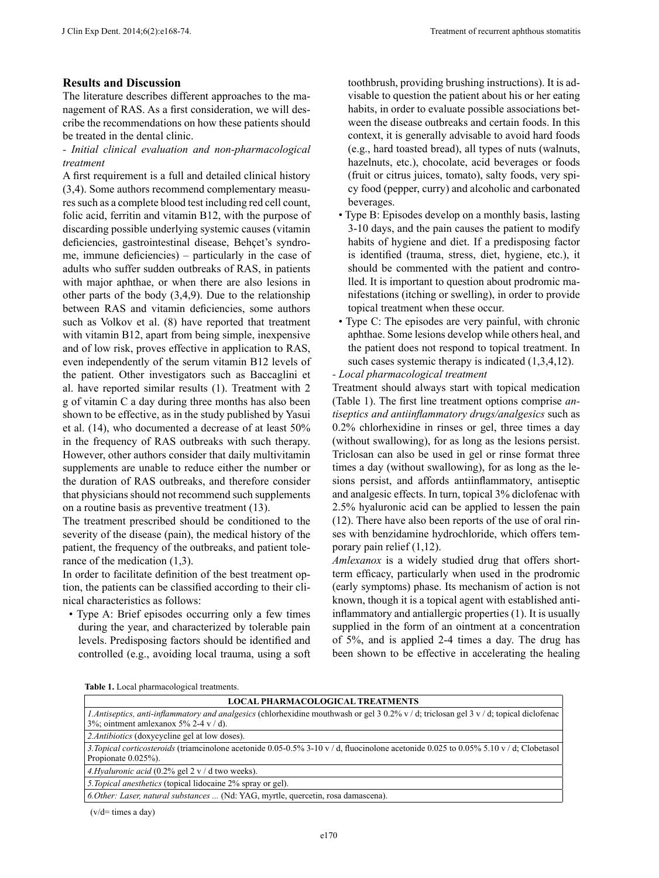## Results and Discussion

The literature describes different approaches to the management of RAS. As a first consideration, we will describe the recommendations on how these patients should be treated in the dental clinic.

*- Initial clinical evaluation and non-pharmacological treatment*

A first requirement is a full and detailed clinical history (3,4). Some authors recommend complementary measures such as a complete blood test including red cell count, folic acid, ferritin and vitamin B12, with the purpose of discarding possible underlying systemic causes (vitamin deficiencies, gastrointestinal disease, Behçet's syndrome, immune deficiencies) – particularly in the case of adults who suffer sudden outbreaks of RAS, in patients with major aphthae, or when there are also lesions in other parts of the body (3,4,9). Due to the relationship between RAS and vitamin deficiencies, some authors such as Volkov et al. (8) have reported that treatment with vitamin B12, apart from being simple, inexpensive and of low risk, proves effective in application to RAS, even independently of the serum vitamin B12 levels of the patient. Other investigators such as Baccaglini et al. have reported similar results (1). Treatment with 2 g of vitamin C a day during three months has also been shown to be effective, as in the study published by Yasui et al. (14), who documented a decrease of at least 50% in the frequency of RAS outbreaks with such therapy. However, other authors consider that daily multivitamin supplements are unable to reduce either the number or the duration of RAS outbreaks, and therefore consider that physicians should not recommend such supplements on a routine basis as preventive treatment (13).

The treatment prescribed should be conditioned to the severity of the disease (pain), the medical history of the patient, the frequency of the outbreaks, and patient tolerance of the medication (1,3).

In order to facilitate definition of the best treatment option, the patients can be classified according to their clinical characteristics as follows:

- Type A: Brief episodes occurring only a few times during the year, and characterized by tolerable pain levels. Predisposing factors should be identified and controlled (e.g., avoiding local trauma, using a soft toothbrush, providing brushing instructions). It is advisable to question the patient about his or her eating habits, in order to evaluate possible associations between the disease outbreaks and certain foods. In this context, it is generally advisable to avoid hard foods (e.g., hard toasted bread), all types of nuts (walnuts, hazelnuts, etc.), chocolate, acid beverages or foods (fruit or citrus juices, tomato), salty foods, very spicy food (pepper, curry) and alcoholic and carbonated beverages.
- Type B: Episodes develop on a monthly basis, lasting 3-10 days, and the pain causes the patient to modify habits of hygiene and diet. If a predisposing factor is identified (trauma, stress, diet, hygiene, etc.), it should be commented with the patient and controlled. It is important to question about prodromic manifestations (itching or swelling), in order to provide topical treatment when these occur.
- Type C: The episodes are very painful, with chronic aphthae. Some lesions develop while others heal, and the patient does not respond to topical treatment. In such cases systemic therapy is indicated (1,3,4,12).

*- Local pharmacological treatment*

Treatment should always start with topical medication (Table 1). The first line treatment options comprise *antiseptics and antiinflammatory drugs/analgesics* such as 0.2% chlorhexidine in rinses or gel, three times a day (without swallowing), for as long as the lesions persist. Triclosan can also be used in gel or rinse format three times a day (without swallowing), for as long as the lesions persist, and affords antiinflammatory, antiseptic and analgesic effects. In turn, topical 3% diclofenac with 2.5% hyaluronic acid can be applied to lessen the pain (12). There have also been reports of the use of oral rinses with benzidamine hydrochloride, which offers temporary pain relief (1,12).

*Amlexanox* is a widely studied drug that offers short-term efficacy, particularly when used in the prodromic (early symptoms) phase. Its mechanism of action is not known, though it is a topical agent with established anti-inflammatory and antiallergic properties (1). It is usually supplied in the form of an ointment at a concentration of 5%, and is applied 2-4 times a day. The drug has been shown to be effective in accelerating the healing

**Table 1.** Local pharmacological treatments.

| LOCAL PHARMACOLOGICAL TREATMENTS |
|---|
| *1.Antiseptics, anti-inflammatory and analgesics* (chlorhexidine mouthwash or gel 3 0.2% v / d; triclosan gel 3 v / d; topical diclofenac 3%; ointment amlexanox 5% 2-4 v / d). |
| *2.Antibiotics* (doxycycline gel at low doses). |
| *3.Topical corticosteroids* (triamcinolone acetonide 0.05-0.5% 3-10 v / d, fluocinolone acetonide 0.025 to 0.05% 5.10 v / d; Clobetasol Propionate 0.025%). |
| *4.Hyaluronic acid* (0.2% gel 2 v / d two weeks). |
| *5.Topical anesthetics* (topical lidocaine 2% spray or gel). |
| *6.Other: Laser, natural substances ...* (Nd: YAG, myrtle, quercetin, rosa damascena). |

(v/d= times a day)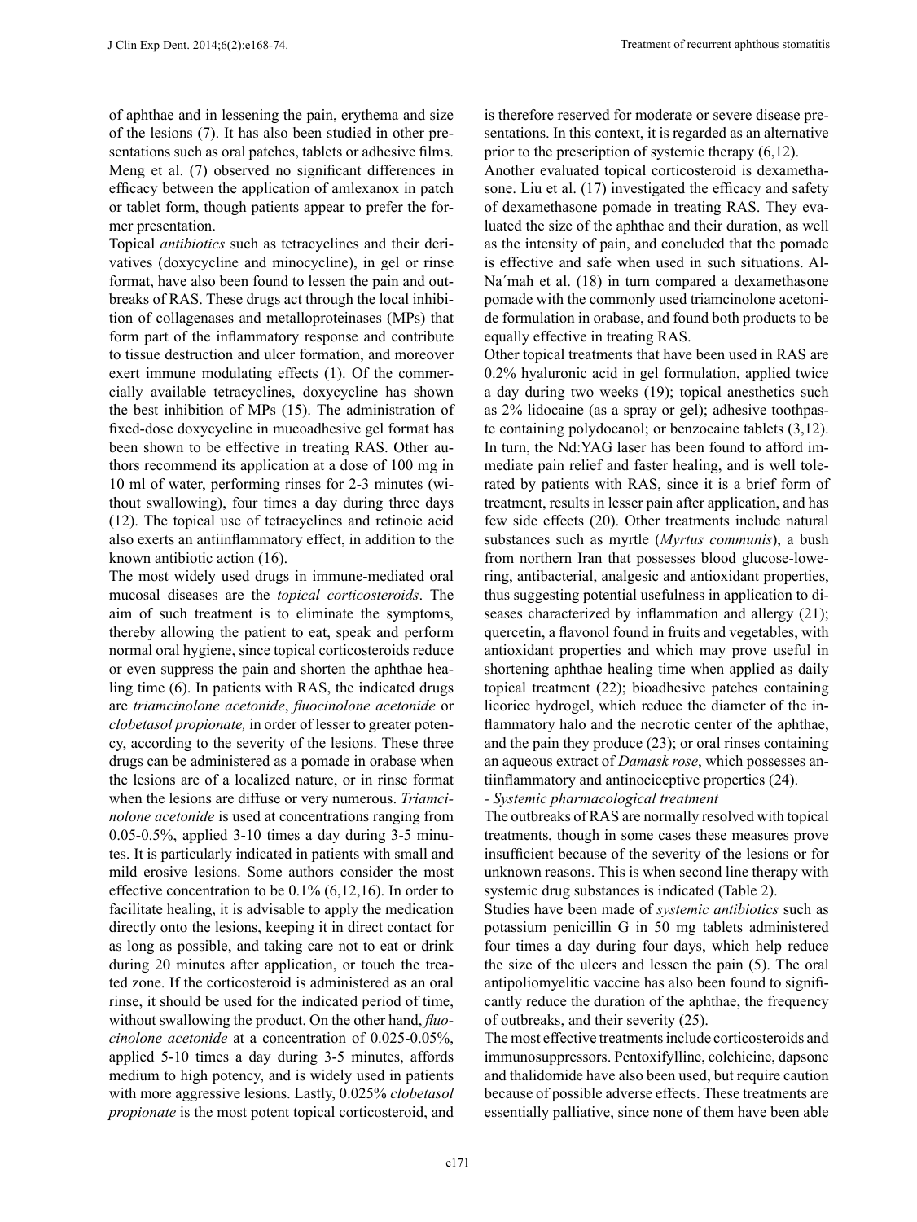of aphthae and in lessening the pain, erythema and size of the lesions (7). It has also been studied in other presentations such as oral patches, tablets or adhesive films. Meng et al. (7) observed no significant differences in efficacy between the application of amlexanox in patch or tablet form, though patients appear to prefer the former presentation.

Topical *antibiotics* such as tetracyclines and their derivatives (doxycycline and minocycline), in gel or rinse format, have also been found to lessen the pain and outbreaks of RAS. These drugs act through the local inhibition of collagenases and metalloproteinases (MPs) that form part of the inflammatory response and contribute to tissue destruction and ulcer formation, and moreover exert immune modulating effects (1). Of the commercially available tetracyclines, doxycycline has shown the best inhibition of MPs (15). The administration of fixed-dose doxycycline in mucoadhesive gel format has been shown to be effective in treating RAS. Other authors recommend its application at a dose of 100 mg in 10 ml of water, performing rinses for 2-3 minutes (without swallowing), four times a day during three days (12). The topical use of tetracyclines and retinoic acid also exerts an antiinflammatory effect, in addition to the known antibiotic action (16).

The most widely used drugs in immune-mediated oral mucosal diseases are the *topical corticosteroids*. The aim of such treatment is to eliminate the symptoms, thereby allowing the patient to eat, speak and perform normal oral hygiene, since topical corticosteroids reduce or even suppress the pain and shorten the aphthae healing time (6). In patients with RAS, the indicated drugs are *triamcinolone acetonide*, *fluocinolone acetonide* or *clobetasol propionate,* in order of lesser to greater potency, according to the severity of the lesions. These three drugs can be administered as a pomade in orabase when the lesions are of a localized nature, or in rinse format when the lesions are diffuse or very numerous. *Triamcinolone acetonide* is used at concentrations ranging from 0.05-0.5%, applied 3-10 times a day during 3-5 minutes. It is particularly indicated in patients with small and mild erosive lesions. Some authors consider the most effective concentration to be 0.1% (6,12,16). In order to facilitate healing, it is advisable to apply the medication directly onto the lesions, keeping it in direct contact for as long as possible, and taking care not to eat or drink during 20 minutes after application, or touch the treated zone. If the corticosteroid is administered as an oral rinse, it should be used for the indicated period of time, without swallowing the product. On the other hand, *fluocinolone acetonide* at a concentration of 0.025-0.05%, applied 5-10 times a day during 3-5 minutes, affords medium to high potency, and is widely used in patients with more aggressive lesions. Lastly, 0.025% *clobetasol propionate* is the most potent topical corticosteroid, and is therefore reserved for moderate or severe disease presentations. In this context, it is regarded as an alternative prior to the prescription of systemic therapy (6,12).

Another evaluated topical corticosteroid is dexamethasone. Liu et al. (17) investigated the efficacy and safety of dexamethasone pomade in treating RAS. They evaluated the size of the aphthae and their duration, as well as the intensity of pain, and concluded that the pomade is effective and safe when used in such situations. Al-Na´mah et al. (18) in turn compared a dexamethasone pomade with the commonly used triamcinolone acetonide formulation in orabase, and found both products to be equally effective in treating RAS.

Other topical treatments that have been used in RAS are 0.2% hyaluronic acid in gel formulation, applied twice a day during two weeks (19); topical anesthetics such as 2% lidocaine (as a spray or gel); adhesive toothpaste containing polydocanol; or benzocaine tablets (3,12). In turn, the Nd:YAG laser has been found to afford immediate pain relief and faster healing, and is well tolerated by patients with RAS, since it is a brief form of treatment, results in lesser pain after application, and has few side effects (20). Other treatments include natural substances such as myrtle (*Myrtus communis*), a bush from northern Iran that possesses blood glucose-lowering, antibacterial, analgesic and antioxidant properties, thus suggesting potential usefulness in application to diseases characterized by inflammation and allergy (21); quercetin, a flavonol found in fruits and vegetables, with antioxidant properties and which may prove useful in shortening aphthae healing time when applied as daily topical treatment (22); bioadhesive patches containing licorice hydrogel, which reduce the diameter of the inflammatory halo and the necrotic center of the aphthae, and the pain they produce (23); or oral rinses containing an aqueous extract of *Damask rose*, which possesses antiinflammatory and antinociceptive properties (24).

*- Systemic pharmacological treatment*

The outbreaks of RAS are normally resolved with topical treatments, though in some cases these measures prove insufficient because of the severity of the lesions or for unknown reasons. This is when second line therapy with systemic drug substances is indicated (Table 2).

Studies have been made of *systemic antibiotics* such as potassium penicillin G in 50 mg tablets administered four times a day during four days, which help reduce the size of the ulcers and lessen the pain (5). The oral antipoliomyelitic vaccine has also been found to significantly reduce the duration of the aphthae, the frequency of outbreaks, and their severity (25).

The most effective treatments include corticosteroids and immunosuppressors. Pentoxifylline, colchicine, dapsone and thalidomide have also been used, but require caution because of possible adverse effects. These treatments are essentially palliative, since none of them have been able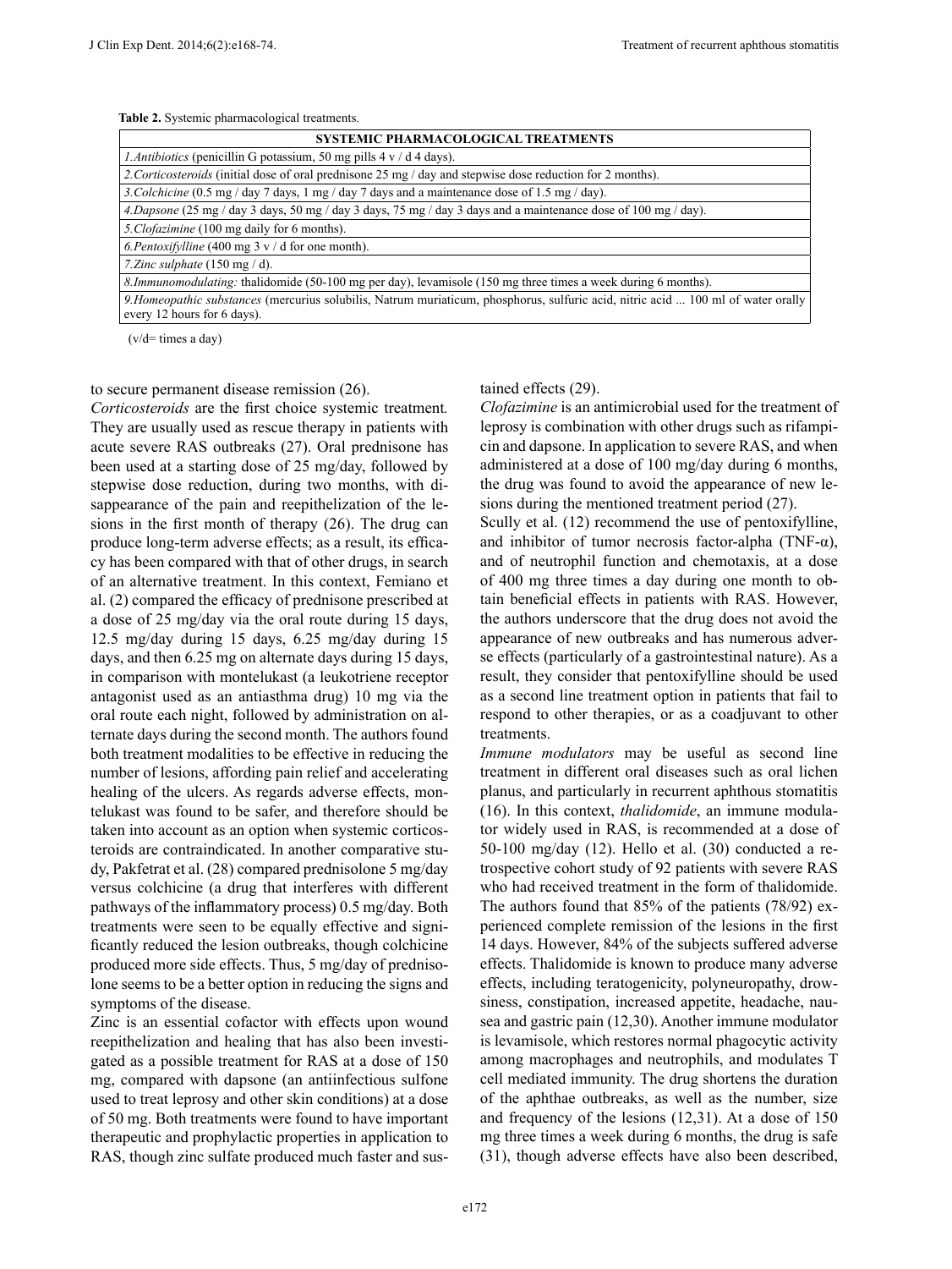**Table 2.** Systemic pharmacological treatments.

| SYSTEMIC PHARMACOLOGICAL TREATMENTS |
|---|
| *1.Antibiotics* (penicillin G potassium, 50 mg pills 4 v / d 4 days). |
| *2.Corticosteroids* (initial dose of oral prednisone 25 mg / day and stepwise dose reduction for 2 months). |
| *3.Colchicine* (0.5 mg / day 7 days, 1 mg / day 7 days and a maintenance dose of 1.5 mg / day). |
| *4.Dapsone* (25 mg / day 3 days, 50 mg / day 3 days, 75 mg / day 3 days and a maintenance dose of 100 mg / day). |
| *5.Clofazimine* (100 mg daily for 6 months). |
| *6.Pentoxifylline* (400 mg 3 v / d for one month). |
| *7.Zinc sulphate* (150 mg / d). |
| *8.Immunomodulating:* thalidomide (50-100 mg per day), levamisole (150 mg three times a week during 6 months). |
| *9.Homeopathic substances* (mercurius solubilis, Natrum muriaticum, phosphorus, sulfuric acid, nitric acid ... 100 ml of water orally every 12 hours for 6 days). |

(v/d= times a day)

to secure permanent disease remission (26).

*Corticosteroids* are the first choice systemic treatment. They are usually used as rescue therapy in patients with acute severe RAS outbreaks (27). Oral prednisone has been used at a starting dose of 25 mg/day, followed by stepwise dose reduction, during two months, with disappearance of the pain and reepithelization of the lesions in the first month of therapy (26). The drug can produce long-term adverse effects; as a result, its efficacy has been compared with that of other drugs, in search of an alternative treatment. In this context, Femiano et al. (2) compared the efficacy of prednisone prescribed at a dose of 25 mg/day via the oral route during 15 days, 12.5 mg/day during 15 days, 6.25 mg/day during 15 days, and then 6.25 mg on alternate days during 15 days, in comparison with montelukast (a leukotriene receptor antagonist used as an antiasthma drug) 10 mg via the oral route each night, followed by administration on alternate days during the second month. The authors found both treatment modalities to be effective in reducing the number of lesions, affording pain relief and accelerating healing of the ulcers. As regards adverse effects, montelukast was found to be safer, and therefore should be taken into account as an option when systemic corticosteroids are contraindicated. In another comparative study, Pakfetrat et al. (28) compared prednisolone 5 mg/day versus colchicine (a drug that interferes with different pathways of the inflammatory process) 0.5 mg/day. Both treatments were seen to be equally effective and significantly reduced the lesion outbreaks, though colchicine produced more side effects. Thus, 5 mg/day of prednisolone seems to be a better option in reducing the signs and symptoms of the disease.

Zinc is an essential cofactor with effects upon wound reepithelization and healing that has also been investigated as a possible treatment for RAS at a dose of 150 mg, compared with dapsone (an antiinfectious sulfone used to treat leprosy and other skin conditions) at a dose of 50 mg. Both treatments were found to have important therapeutic and prophylactic properties in application to RAS, though zinc sulfate produced much faster and sustained effects (29).

*Clofazimine* is an antimicrobial used for the treatment of leprosy is combination with other drugs such as rifampicin and dapsone. In application to severe RAS, and when administered at a dose of 100 mg/day during 6 months, the drug was found to avoid the appearance of new lesions during the mentioned treatment period (27).

Scully et al. (12) recommend the use of pentoxifylline, and inhibitor of tumor necrosis factor-alpha (TNF-α), and of neutrophil function and chemotaxis, at a dose of 400 mg three times a day during one month to obtain beneficial effects in patients with RAS. However, the authors underscore that the drug does not avoid the appearance of new outbreaks and has numerous adverse effects (particularly of a gastrointestinal nature). As a result, they consider that pentoxifylline should be used as a second line treatment option in patients that fail to respond to other therapies, or as a coadjuvant to other treatments.

*Immune modulators* may be useful as second line treatment in different oral diseases such as oral lichen planus, and particularly in recurrent aphthous stomatitis (16). In this context, *thalidomide*, an immune modulator widely used in RAS, is recommended at a dose of 50-100 mg/day (12). Hello et al. (30) conducted a retrospective cohort study of 92 patients with severe RAS who had received treatment in the form of thalidomide. The authors found that 85% of the patients (78/92) experienced complete remission of the lesions in the first 14 days. However, 84% of the subjects suffered adverse effects. Thalidomide is known to produce many adverse effects, including teratogenicity, polyneuropathy, drowsiness, constipation, increased appetite, headache, nausea and gastric pain (12,30). Another immune modulator is levamisole, which restores normal phagocytic activity among macrophages and neutrophils, and modulates T cell mediated immunity. The drug shortens the duration of the aphthae outbreaks, as well as the number, size and frequency of the lesions (12,31). At a dose of 150 mg three times a week during 6 months, the drug is safe (31), though adverse effects have also been described,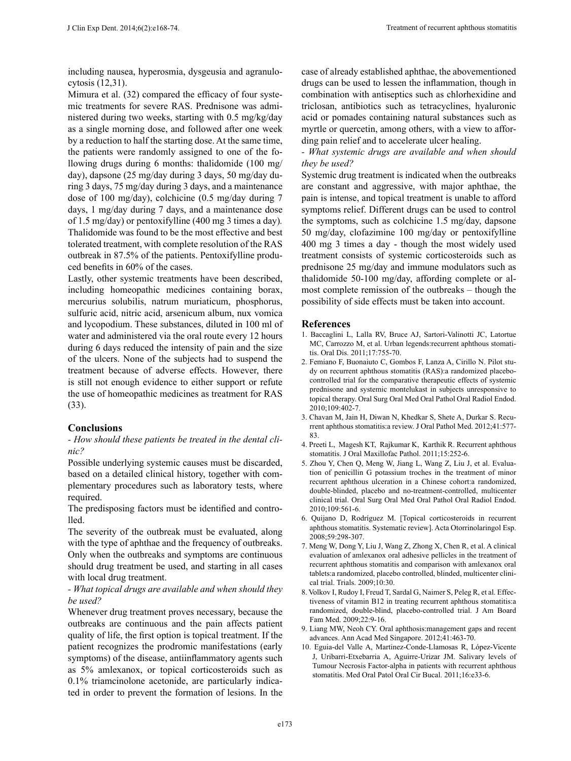including nausea, hyperosmia, dysgeusia and agranulocytosis (12,31).

Mimura et al. (32) compared the efficacy of four systemic treatments for severe RAS. Prednisone was administered during two weeks, starting with 0.5 mg/kg/day as a single morning dose, and followed after one week by a reduction to half the starting dose. At the same time, the patients were randomly assigned to one of the following drugs during 6 months: thalidomide (100 mg/day), dapsone (25 mg/day during 3 days, 50 mg/day during 3 days, 75 mg/day during 3 days, and a maintenance dose of 100 mg/day), colchicine (0.5 mg/day during 7 days, 1 mg/day during 7 days, and a maintenance dose of 1.5 mg/day) or pentoxifylline (400 mg 3 times a day). Thalidomide was found to be the most effective and best tolerated treatment, with complete resolution of the RAS outbreak in 87.5% of the patients. Pentoxifylline produced benefits in 60% of the cases.

Lastly, other systemic treatments have been described, including homeopathic medicines containing borax, mercurius solubilis, natrum muriaticum, phosphorus, sulfuric acid, nitric acid, arsenicum album, nux vomica and lycopodium. These substances, diluted in 100 ml of water and administered via the oral route every 12 hours during 6 days reduced the intensity of pain and the size of the ulcers. None of the subjects had to suspend the treatment because of adverse effects. However, there is still not enough evidence to either support or refute the use of homeopathic medicines as treatment for RAS (33).

## Conclusions

*- How should these patients be treated in the dental clinic?*

Possible underlying systemic causes must be discarded, based on a detailed clinical history, together with complementary procedures such as laboratory tests, where required.

The predisposing factors must be identified and controlled.

The severity of the outbreak must be evaluated, along with the type of aphthae and the frequency of outbreaks. Only when the outbreaks and symptoms are continuous should drug treatment be used, and starting in all cases with local drug treatment.

*- What topical drugs are available and when should they be used?*

Whenever drug treatment proves necessary, because the outbreaks are continuous and the pain affects patient quality of life, the first option is topical treatment. If the patient recognizes the prodromic manifestations (early symptoms) of the disease, antiinflammatory agents such as 5% amlexanox, or topical corticosteroids such as 0.1% triamcinolone acetonide, are particularly indicated in order to prevent the formation of lesions. In the case of already established aphthae, the abovementioned drugs can be used to lessen the inflammation, though in combination with antiseptics such as chlorhexidine and triclosan, antibiotics such as tetracyclines, hyaluronic acid or pomades containing natural substances such as myrtle or quercetin, among others, with a view to affording pain relief and to accelerate ulcer healing.

*- What systemic drugs are available and when should they be used?*

Systemic drug treatment is indicated when the outbreaks are constant and aggressive, with major aphthae, the pain is intense, and topical treatment is unable to afford symptoms relief. Different drugs can be used to control the symptoms, such as colchicine 1.5 mg/day, dapsone 50 mg/day, clofazimine 100 mg/day or pentoxifylline 400 mg 3 times a day - though the most widely used treatment consists of systemic corticosteroids such as prednisone 25 mg/day and immune modulators such as thalidomide 50-100 mg/day, affording complete or almost complete remission of the outbreaks – though the possibility of side effects must be taken into account.

## References

1. Baccaglini L, Lalla RV, Bruce AJ, Sartori-Valinotti JC, Latortue MC, Carrozzo M, et al. Urban legends:recurrent aphthous stomatitis. Oral Dis. 2011;17:755-70.
2. Femiano F, Buonaiuto C, Gombos F, Lanza A, Cirillo N. Pilot study on recurrent aphthous stomatitis (RAS):a randomized placebo-controlled trial for the comparative therapeutic effects of systemic prednisone and systemic montelukast in subjects unresponsive to topical therapy. Oral Surg Oral Med Oral Pathol Oral Radiol Endod. 2010;109:402-7.
3. Chavan M, Jain H, Diwan N, Khedkar S, Shete A, Durkar S. Recurrent aphthous stomatitis:a review. J Oral Pathol Med. 2012;41:577-83.
4. Preeti L, Magesh KT, Rajkumar K, Karthik R. Recurrent aphthous stomatitis. J Oral Maxillofac Pathol. 2011;15:252-6.
5. Zhou Y, Chen Q, Meng W, Jiang L, Wang Z, Liu J, et al. Evaluation of penicillin G potassium troches in the treatment of minor recurrent aphthous ulceration in a Chinese cohort:a randomized, double-blinded, placebo and no-treatment-controlled, multicenter clinical trial. Oral Surg Oral Med Oral Pathol Oral Radiol Endod. 2010;109:561-6.
6. Quijano D, Rodríguez M. [Topical corticosteroids in recurrent aphthous stomatitis. Systematic review]. Acta Otorrinolaringol Esp. 2008;59:298-307.
7. Meng W, Dong Y, Liu J, Wang Z, Zhong X, Chen R, et al. A clinical evaluation of amlexanox oral adhesive pellicles in the treatment of recurrent aphthous stomatitis and comparison with amlexanox oral tablets:a randomized, placebo controlled, blinded, multicenter clinical trial. Trials. 2009;10:30.
8. Volkov I, Rudoy I, Freud T, Sardal G, Naimer S, Peleg R, et al. Effectiveness of vitamin B12 in treating recurrent aphthous stomatitis:a randomized, double-blind, placebo-controlled trial. J Am Board Fam Med. 2009;22:9-16.
9. Liang MW, Neoh CY. Oral aphthosis:management gaps and recent advances. Ann Acad Med Singapore. 2012;41:463-70.
10. Eguia-del Valle A, Martinez-Conde-Llamosas R, López-Vicente J, Uribarri-Etxebarria A, Aguirre-Urizar JM. Salivary levels of Tumour Necrosis Factor-alpha in patients with recurrent aphthous stomatitis. Med Oral Patol Oral Cir Bucal. 2011;16:e33-6.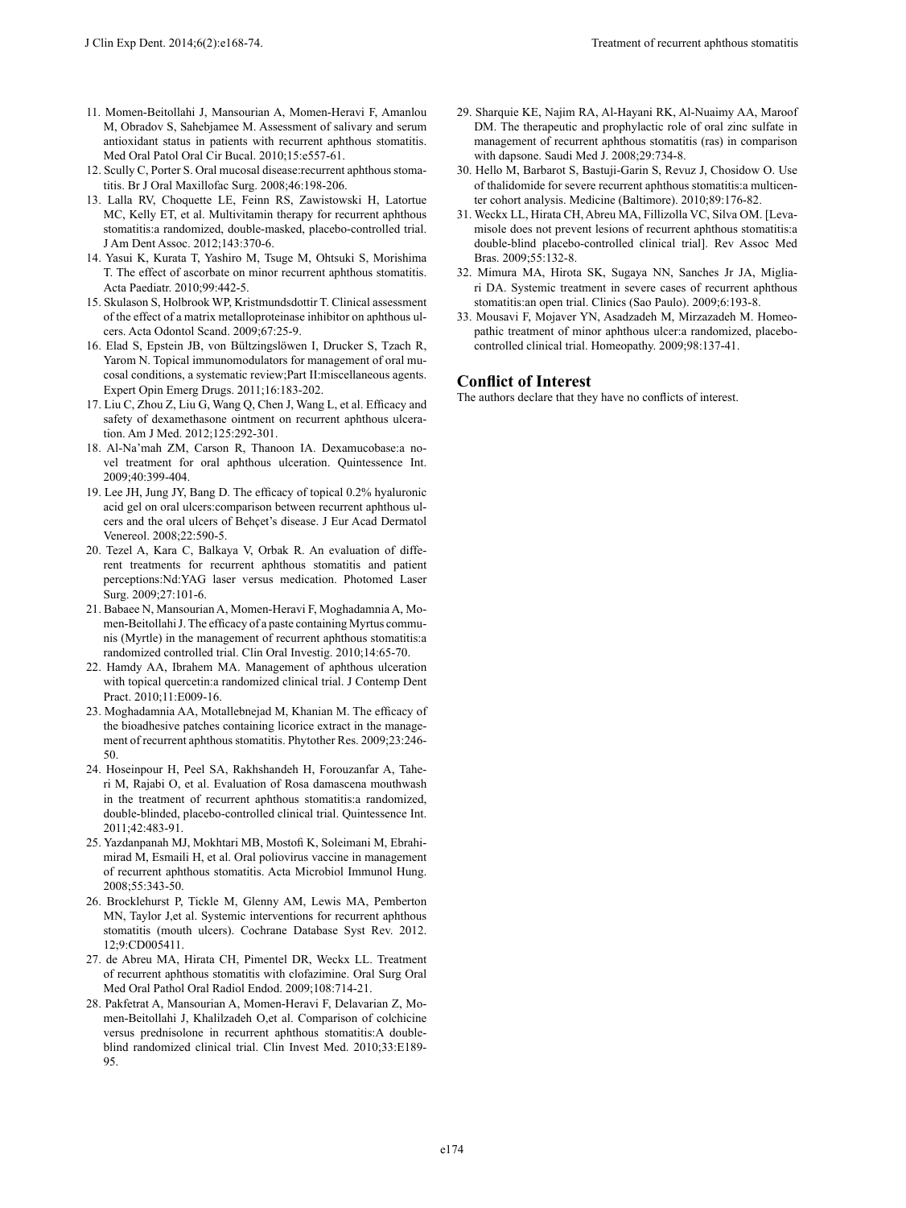11. Momen-Beitollahi J, Mansourian A, Momen-Heravi F, Amanlou M, Obradov S, Sahebjamee M. Assessment of salivary and serum antioxidant status in patients with recurrent aphthous stomatitis. Med Oral Patol Oral Cir Bucal. 2010;15:e557-61.
12. Scully C, Porter S. Oral mucosal disease:recurrent aphthous stomatitis. Br J Oral Maxillofac Surg. 2008;46:198-206.
13. Lalla RV, Choquette LE, Feinn RS, Zawistowski H, Latortue MC, Kelly ET, et al. Multivitamin therapy for recurrent aphthous stomatitis:a randomized, double-masked, placebo-controlled trial. J Am Dent Assoc. 2012;143:370-6.
14. Yasui K, Kurata T, Yashiro M, Tsuge M, Ohtsuki S, Morishima T. The effect of ascorbate on minor recurrent aphthous stomatitis. Acta Paediatr. 2010;99:442-5.
15. Skulason S, Holbrook WP, Kristmundsdottir T. Clinical assessment of the effect of a matrix metalloproteinase inhibitor on aphthous ulcers. Acta Odontol Scand. 2009;67:25-9.
16. Elad S, Epstein JB, von Bültzingslöwen I, Drucker S, Tzach R, Yarom N. Topical immunomodulators for management of oral mucosal conditions, a systematic review;Part II:miscellaneous agents. Expert Opin Emerg Drugs. 2011;16:183-202.
17. Liu C, Zhou Z, Liu G, Wang Q, Chen J, Wang L, et al. Efficacy and safety of dexamethasone ointment on recurrent aphthous ulceration. Am J Med. 2012;125:292-301.
18. Al-Na'mah ZM, Carson R, Thanoon IA. Dexamucobase:a novel treatment for oral aphthous ulceration. Quintessence Int. 2009;40:399-404.
19. Lee JH, Jung JY, Bang D. The efficacy of topical 0.2% hyaluronic acid gel on oral ulcers:comparison between recurrent aphthous ulcers and the oral ulcers of Behçet's disease. J Eur Acad Dermatol Venereol. 2008;22:590-5.
20. Tezel A, Kara C, Balkaya V, Orbak R. An evaluation of different treatments for recurrent aphthous stomatitis and patient perceptions:Nd:YAG laser versus medication. Photomed Laser Surg. 2009;27:101-6.
21. Babaee N, Mansourian A, Momen-Heravi F, Moghadamnia A, Momen-Beitollahi J. The efficacy of a paste containing Myrtus communis (Myrtle) in the management of recurrent aphthous stomatitis:a randomized controlled trial. Clin Oral Investig. 2010;14:65-70.
22. Hamdy AA, Ibrahem MA. Management of aphthous ulceration with topical quercetin:a randomized clinical trial. J Contemp Dent Pract. 2010;11:E009-16.
23. Moghadamnia AA, Motallebnejad M, Khanian M. The efficacy of the bioadhesive patches containing licorice extract in the management of recurrent aphthous stomatitis. Phytother Res. 2009;23:246-50.
24. Hoseinpour H, Peel SA, Rakhshandeh H, Forouzanfar A, Taheri M, Rajabi O, et al. Evaluation of Rosa damascena mouthwash in the treatment of recurrent aphthous stomatitis:a randomized, double-blinded, placebo-controlled clinical trial. Quintessence Int. 2011;42:483-91.
25. Yazdanpanah MJ, Mokhtari MB, Mostofi K, Soleimani M, Ebrahimirad M, Esmaili H, et al. Oral poliovirus vaccine in management of recurrent aphthous stomatitis. Acta Microbiol Immunol Hung. 2008;55:343-50.
26. Brocklehurst P, Tickle M, Glenny AM, Lewis MA, Pemberton MN, Taylor J,et al. Systemic interventions for recurrent aphthous stomatitis (mouth ulcers). Cochrane Database Syst Rev. 2012. 12;9:CD005411.
27. de Abreu MA, Hirata CH, Pimentel DR, Weckx LL. Treatment of recurrent aphthous stomatitis with clofazimine. Oral Surg Oral Med Oral Pathol Oral Radiol Endod. 2009;108:714-21.
28. Pakfetrat A, Mansourian A, Momen-Heravi F, Delavarian Z, Momen-Beitollahi J, Khalilzadeh O,et al. Comparison of colchicine versus prednisolone in recurrent aphthous stomatitis:A double-blind randomized clinical trial. Clin Invest Med. 2010;33:E189-95.
29. Sharquie KE, Najim RA, Al-Hayani RK, Al-Nuaimy AA, Maroof DM. The therapeutic and prophylactic role of oral zinc sulfate in management of recurrent aphthous stomatitis (ras) in comparison with dapsone. Saudi Med J. 2008;29:734-8.
30. Hello M, Barbarot S, Bastuji-Garin S, Revuz J, Chosidow O. Use of thalidomide for severe recurrent aphthous stomatitis:a multicenter cohort analysis. Medicine (Baltimore). 2010;89:176-82.
31. Weckx LL, Hirata CH, Abreu MA, Fillizolla VC, Silva OM. [Levamisole does not prevent lesions of recurrent aphthous stomatitis:a double-blind placebo-controlled clinical trial]. Rev Assoc Med Bras. 2009;55:132-8.
32. Mimura MA, Hirota SK, Sugaya NN, Sanches Jr JA, Migliari DA. Systemic treatment in severe cases of recurrent aphthous stomatitis:an open trial. Clinics (Sao Paulo). 2009;6:193-8.
33. Mousavi F, Mojaver YN, Asadzadeh M, Mirzazadeh M. Homeopathic treatment of minor aphthous ulcer:a randomized, placebo-controlled clinical trial. Homeopathy. 2009;98:137-41.

## Conflict of Interest

The authors declare that they have no conflicts of interest.